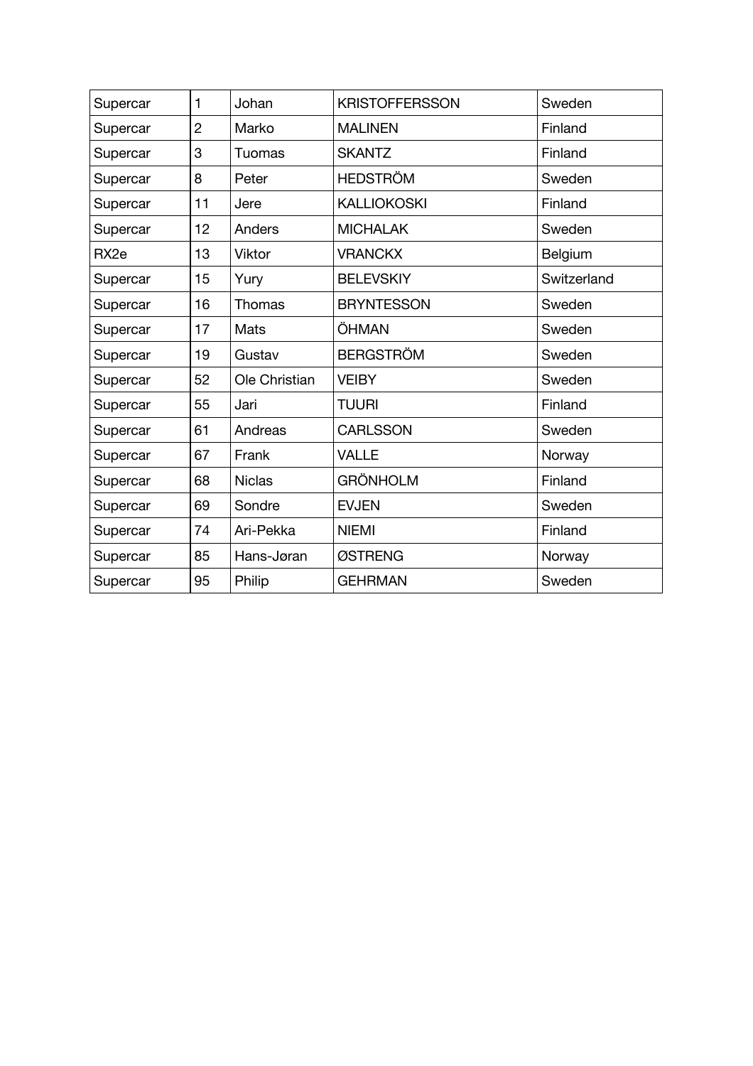| Supercar | 1 | Johan | KRISTOFFERSSON | Sweden |
|---|---|---|---|---|
| Supercar | 2 | Marko | MALINEN | Finland |
| Supercar | 3 | Tuomas | SKANTZ | Finland |
| Supercar | 8 | Peter | HEDSTRÖM | Sweden |
| Supercar | 11 | Jere | KALLIOKOSKI | Finland |
| Supercar | 12 | Anders | MICHALAK | Sweden |
| RX2e | 13 | Viktor | VRANCKX | Belgium |
| Supercar | 15 | Yury | BELEVSKIY | Switzerland |
| Supercar | 16 | Thomas | BRYNTESSON | Sweden |
| Supercar | 17 | Mats | ÖHMAN | Sweden |
| Supercar | 19 | Gustav | BERGSTRÖM | Sweden |
| Supercar | 52 | Ole Christian | VEIBY | Sweden |
| Supercar | 55 | Jari | TUURI | Finland |
| Supercar | 61 | Andreas | CARLSSON | Sweden |
| Supercar | 67 | Frank | VALLE | Norway |
| Supercar | 68 | Niclas | GRÖNHOLM | Finland |
| Supercar | 69 | Sondre | EVJEN | Sweden |
| Supercar | 74 | Ari-Pekka | NIEMI | Finland |
| Supercar | 85 | Hans-Jøran | ØSTRENG | Norway |
| Supercar | 95 | Philip | GEHRMAN | Sweden |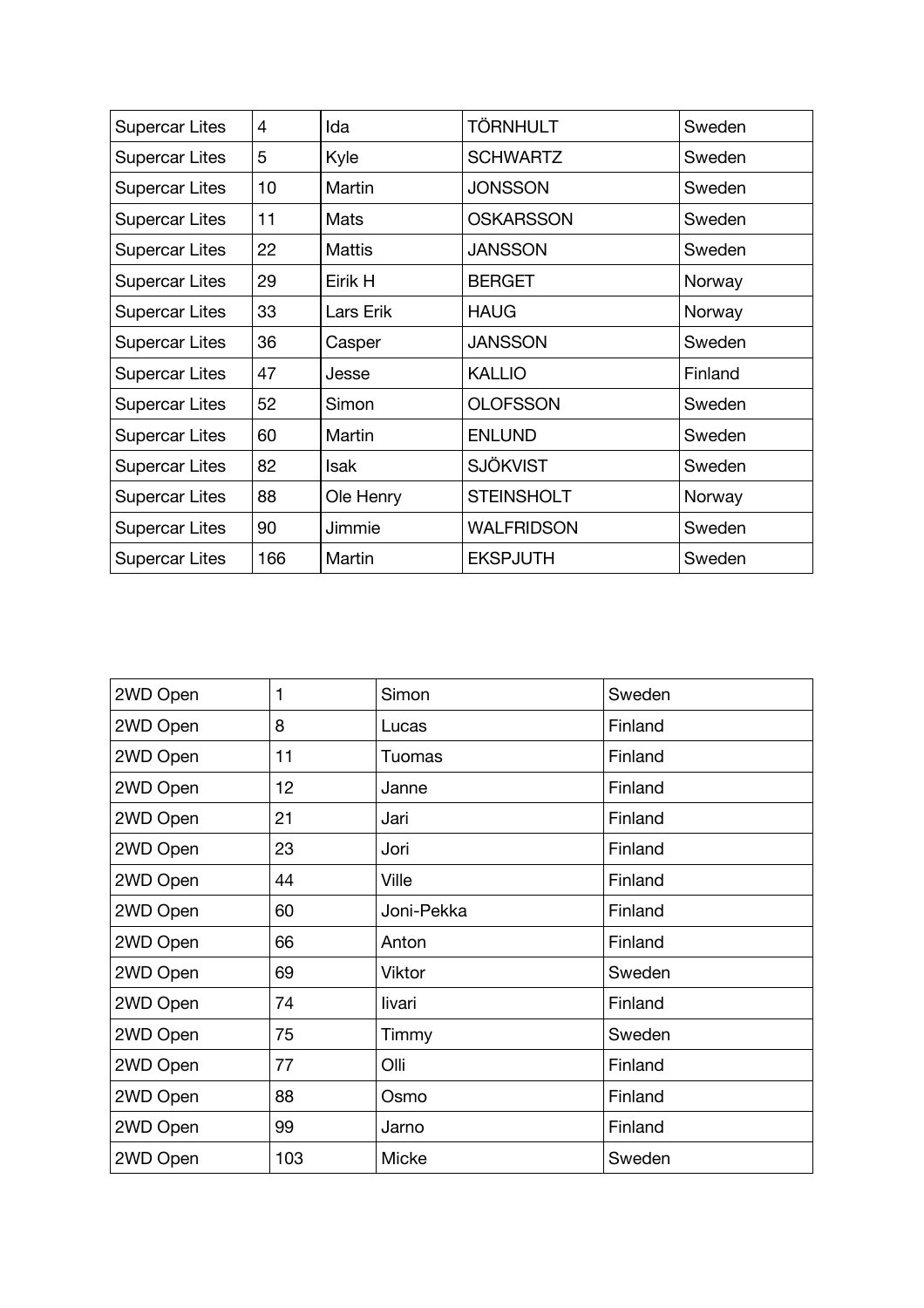| | | | | |
|---|---|---|---|---|
| Supercar Lites | 4 | Ida | TÖRNHULT | Sweden |
| Supercar Lites | 5 | Kyle | SCHWARTZ | Sweden |
| Supercar Lites | 10 | Martin | JONSSON | Sweden |
| Supercar Lites | 11 | Mats | OSKARSSON | Sweden |
| Supercar Lites | 22 | Mattis | JANSSON | Sweden |
| Supercar Lites | 29 | Eirik H | BERGET | Norway |
| Supercar Lites | 33 | Lars Erik | HAUG | Norway |
| Supercar Lites | 36 | Casper | JANSSON | Sweden |
| Supercar Lites | 47 | Jesse | KALLIO | Finland |
| Supercar Lites | 52 | Simon | OLOFSSON | Sweden |
| Supercar Lites | 60 | Martin | ENLUND | Sweden |
| Supercar Lites | 82 | Isak | SJÖKVIST | Sweden |
| Supercar Lites | 88 | Ole Henry | STEINSHOLT | Norway |
| Supercar Lites | 90 | Jimmie | WALFRIDSON | Sweden |
| Supercar Lites | 166 | Martin | EKSPJUTH | Sweden |

| | | | |
|---|---|---|---|
| 2WD Open | 1 | Simon | Sweden |
| 2WD Open | 8 | Lucas | Finland |
| 2WD Open | 11 | Tuomas | Finland |
| 2WD Open | 12 | Janne | Finland |
| 2WD Open | 21 | Jari | Finland |
| 2WD Open | 23 | Jori | Finland |
| 2WD Open | 44 | Ville | Finland |
| 2WD Open | 60 | Joni-Pekka | Finland |
| 2WD Open | 66 | Anton | Finland |
| 2WD Open | 69 | Viktor | Sweden |
| 2WD Open | 74 | Iivari | Finland |
| 2WD Open | 75 | Timmy | Sweden |
| 2WD Open | 77 | Olli | Finland |
| 2WD Open | 88 | Osmo | Finland |
| 2WD Open | 99 | Jarno | Finland |
| 2WD Open | 103 | Micke | Sweden |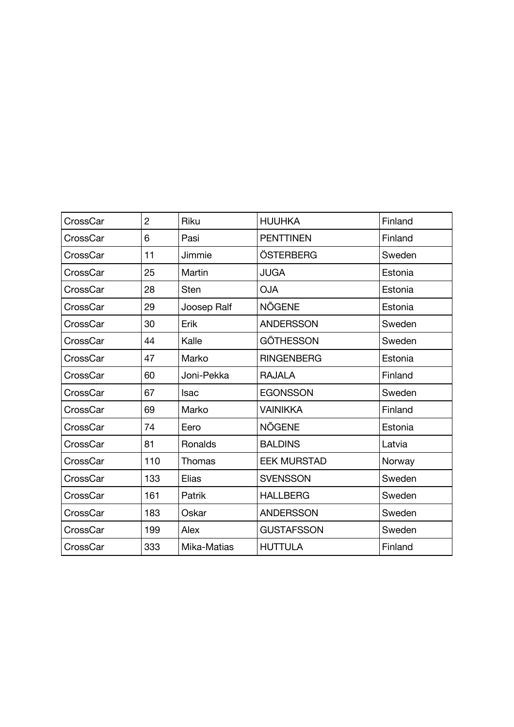| | | | | |
|---|---|---|---|---|
| CrossCar | 2 | Riku | HUUHKA | Finland |
| CrossCar | 6 | Pasi | PENTTINEN | Finland |
| CrossCar | 11 | Jimmie | ÖSTERBERG | Sweden |
| CrossCar | 25 | Martin | JUGA | Estonia |
| CrossCar | 28 | Sten | OJA | Estonia |
| CrossCar | 29 | Joosep Ralf | NÕGENE | Estonia |
| CrossCar | 30 | Erik | ANDERSSON | Sweden |
| CrossCar | 44 | Kalle | GÖTHESSON | Sweden |
| CrossCar | 47 | Marko | RINGENBERG | Estonia |
| CrossCar | 60 | Joni-Pekka | RAJALA | Finland |
| CrossCar | 67 | Isac | EGONSSON | Sweden |
| CrossCar | 69 | Marko | VAINIKKA | Finland |
| CrossCar | 74 | Eero | NÕGENE | Estonia |
| CrossCar | 81 | Ronalds | BALDINS | Latvia |
| CrossCar | 110 | Thomas | EEK MURSTAD | Norway |
| CrossCar | 133 | Elias | SVENSSON | Sweden |
| CrossCar | 161 | Patrik | HALLBERG | Sweden |
| CrossCar | 183 | Oskar | ANDERSSON | Sweden |
| CrossCar | 199 | Alex | GUSTAFSSON | Sweden |
| CrossCar | 333 | Mika-Matias | HUTTULA | Finland |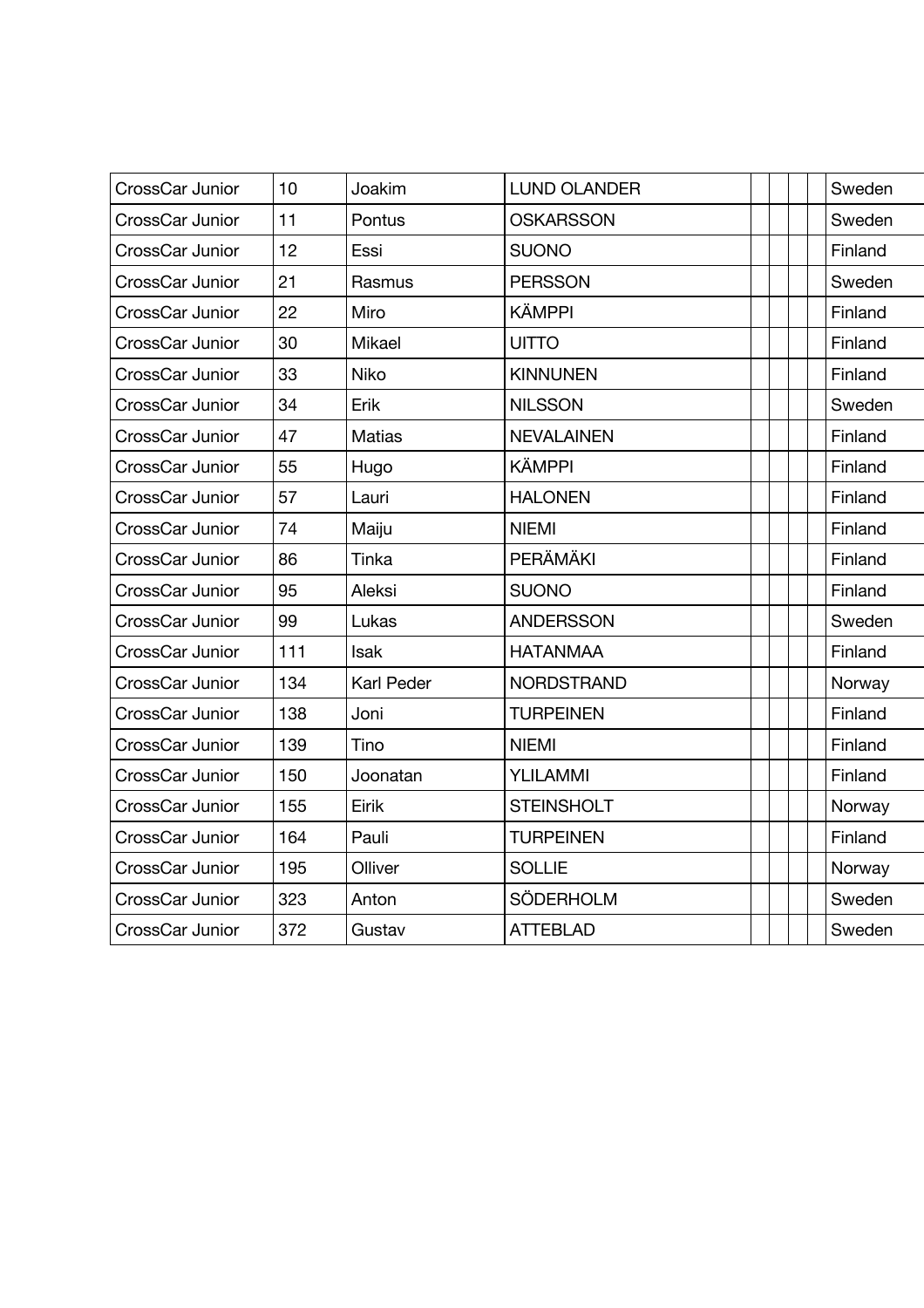| | | | | | | | | |
|---|---|---|---|---|---|---|---|---|
| CrossCar Junior | 10 | Joakim | LUND OLANDER | | | | | Sweden |
| CrossCar Junior | 11 | Pontus | OSKARSSON | | | | | Sweden |
| CrossCar Junior | 12 | Essi | SUONO | | | | | Finland |
| CrossCar Junior | 21 | Rasmus | PERSSON | | | | | Sweden |
| CrossCar Junior | 22 | Miro | KÄMPPI | | | | | Finland |
| CrossCar Junior | 30 | Mikael | UITTO | | | | | Finland |
| CrossCar Junior | 33 | Niko | KINNUNEN | | | | | Finland |
| CrossCar Junior | 34 | Erik | NILSSON | | | | | Sweden |
| CrossCar Junior | 47 | Matias | NEVALAINEN | | | | | Finland |
| CrossCar Junior | 55 | Hugo | KÄMPPI | | | | | Finland |
| CrossCar Junior | 57 | Lauri | HALONEN | | | | | Finland |
| CrossCar Junior | 74 | Maiju | NIEMI | | | | | Finland |
| CrossCar Junior | 86 | Tinka | PERÄMÄKI | | | | | Finland |
| CrossCar Junior | 95 | Aleksi | SUONO | | | | | Finland |
| CrossCar Junior | 99 | Lukas | ANDERSSON | | | | | Sweden |
| CrossCar Junior | 111 | Isak | HATANMAA | | | | | Finland |
| CrossCar Junior | 134 | Karl Peder | NORDSTRAND | | | | | Norway |
| CrossCar Junior | 138 | Joni | TURPEINEN | | | | | Finland |
| CrossCar Junior | 139 | Tino | NIEMI | | | | | Finland |
| CrossCar Junior | 150 | Joonatan | YLILAMMI | | | | | Finland |
| CrossCar Junior | 155 | Eirik | STEINSHOLT | | | | | Norway |
| CrossCar Junior | 164 | Pauli | TURPEINEN | | | | | Finland |
| CrossCar Junior | 195 | Olliver | SOLLIE | | | | | Norway |
| CrossCar Junior | 323 | Anton | SÖDERHOLM | | | | | Sweden |
| CrossCar Junior | 372 | Gustav | ATTEBLAD | | | | | Sweden |